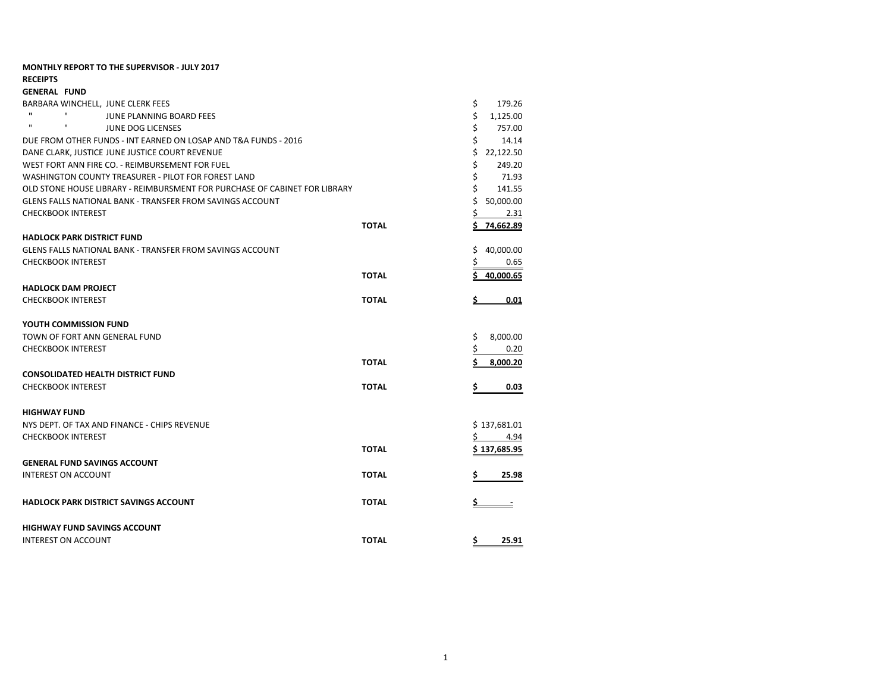**MONTHLY REPORT TO THE SUPERVISOR - JULY 2017**

**RECEIPTS**

**GENERAL FUND**

| | | |
|---|---|---|
| BARBARA WINCHELL, JUNE CLERK FEES | | $ 179.26 |
| " " JUNE PLANNING BOARD FEES | | $ 1,125.00 |
| " " JUNE DOG LICENSES | | $ 757.00 |
| DUE FROM OTHER FUNDS - INT EARNED ON LOSAP AND T&A FUNDS - 2016 | | $ 14.14 |
| DANE CLARK, JUSTICE JUNE JUSTICE COURT REVENUE | | $ 22,122.50 |
| WEST FORT ANN FIRE CO. - REIMBURSEMENT FOR FUEL | | $ 249.20 |
| WASHINGTON COUNTY TREASURER - PILOT FOR FOREST LAND | | $ 71.93 |
| OLD STONE HOUSE LIBRARY - REIMBURSMENT FOR PURCHASE OF CABINET FOR LIBRARY | | $ 141.55 |
| GLENS FALLS NATIONAL BANK - TRANSFER FROM SAVINGS ACCOUNT | | $ 50,000.00 |
| CHECKBOOK INTEREST | | $ 2.31 |
| | **TOTAL** | **$ 74,662.89** |

**HADLOCK PARK DISTRICT FUND**

| | | |
|---|---|---|
| GLENS FALLS NATIONAL BANK - TRANSFER FROM SAVINGS ACCOUNT | | $ 40,000.00 |
| CHECKBOOK INTEREST | | $ 0.65 |
| | **TOTAL** | **$ 40,000.65** |

**HADLOCK DAM PROJECT**

| | | |
|---|---|---|
| CHECKBOOK INTEREST | **TOTAL** | **$ 0.01** |

**YOUTH COMMISSION FUND**

| | | |
|---|---|---|
| TOWN OF FORT ANN GENERAL FUND | | $ 8,000.00 |
| CHECKBOOK INTEREST | | $ 0.20 |
| | **TOTAL** | **$ 8,000.20** |

**CONSOLIDATED HEALTH DISTRICT FUND**

| | | |
|---|---|---|
| CHECKBOOK INTEREST | **TOTAL** | **$ 0.03** |

**HIGHWAY FUND**

| | | |
|---|---|---|
| NYS DEPT. OF TAX AND FINANCE - CHIPS REVENUE | | $ 137,681.01 |
| CHECKBOOK INTEREST | | $ 4.94 |
| | **TOTAL** | **$ 137,685.95** |

**GENERAL FUND SAVINGS ACCOUNT**

| | | |
|---|---|---|
| INTEREST ON ACCOUNT | **TOTAL** | **$ 25.98** |

| | | |
|---|---|---|
| **HADLOCK PARK DISTRICT SAVINGS ACCOUNT** | **TOTAL** | **$ -** |

**HIGHWAY FUND SAVINGS ACCOUNT**

| | | |
|---|---|---|
| INTEREST ON ACCOUNT | **TOTAL** | **$ 25.91** |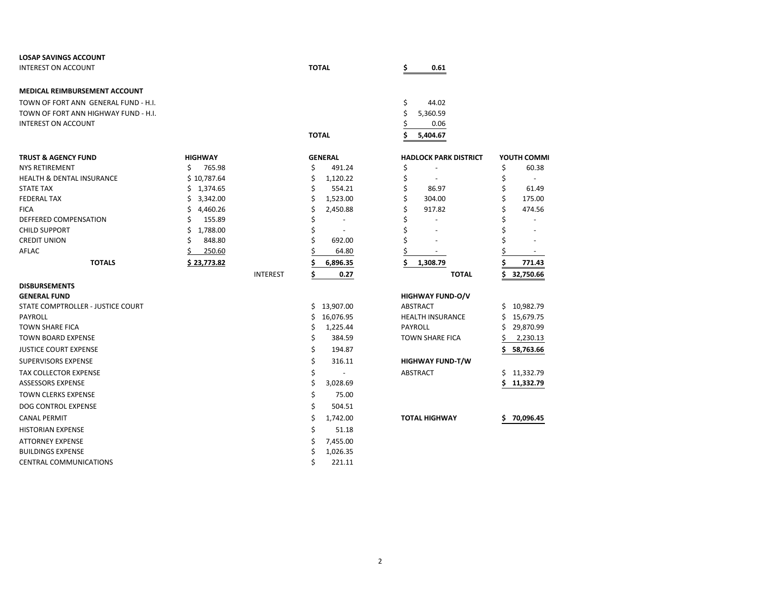**LOSAP SAVINGS ACCOUNT**

| | | |
|---|---|---|
| INTEREST ON ACCOUNT | **TOTAL** | **$ 0.61** |

**MEDICAL REIMBURSEMENT ACCOUNT**

| | | |
|---|---|---|
| TOWN OF FORT ANN GENERAL FUND - H.I. | | $ 44.02 |
| TOWN OF FORT ANN HIGHWAY FUND - H.I. | | $ 5,360.59 |
| INTEREST ON ACCOUNT | | $ 0.06 |
| | **TOTAL** | **$ 5,404.67** |

| **TRUST & AGENCY FUND** | **HIGHWAY** | | **GENERAL** | **HADLOCK PARK DISTRICT** | **YOUTH COMMI** |
|---|---|---|---|---|---|
| NYS RETIREMENT | $ 765.98 | | $ 491.24 | $ - | $ 60.38 |
| HEALTH & DENTAL INSURANCE | $ 10,787.64 | | $ 1,120.22 | $ - | $ - |
| STATE TAX | $ 1,374.65 | | $ 554.21 | $ 86.97 | $ 61.49 |
| FEDERAL TAX | $ 3,342.00 | | $ 1,523.00 | $ 304.00 | $ 175.00 |
| FICA | $ 4,460.26 | | $ 2,450.88 | $ 917.82 | $ 474.56 |
| DEFFERED COMPENSATION | $ 155.89 | | $ - | $ - | $ - |
| CHILD SUPPORT | $ 1,788.00 | | $ - | $ - | $ - |
| CREDIT UNION | $ 848.80 | | $ 692.00 | $ - | $ - |
| AFLAC | $ 250.60 | | $ 64.80 | $ - | $ - |
| **TOTALS** | **$ 23,773.82** | | **$ 6,896.35** | **$ 1,308.79** | **$ 771.43** |
| | | INTEREST | **$ 0.27** | **TOTAL** | **$ 32,750.66** |

**DISBURSEMENTS**

| **GENERAL FUND** | | **HIGHWAY FUND-O/V** | |
|---|---|---|---|
| STATE COMPTROLLER - JUSTICE COURT | $ 13,907.00 | ABSTRACT | $ 10,982.79 |
| PAYROLL | $ 16,076.95 | HEALTH INSURANCE | $ 15,679.75 |
| TOWN SHARE FICA | $ 1,225.44 | PAYROLL | $ 29,870.99 |
| TOWN BOARD EXPENSE | $ 384.59 | TOWN SHARE FICA | $ 2,230.13 |
| JUSTICE COURT EXPENSE | $ 194.87 | | **$ 58,763.66** |
| SUPERVISORS EXPENSE | $ 316.11 | **HIGHWAY FUND-T/W** | |
| TAX COLLECTOR EXPENSE | $ - | ABSTRACT | $ 11,332.79 |
| ASSESSORS EXPENSE | $ 3,028.69 | | **$ 11,332.79** |
| TOWN CLERKS EXPENSE | $ 75.00 | | |
| DOG CONTROL EXPENSE | $ 504.51 | | |
| CANAL PERMIT | $ 1,742.00 | **TOTAL HIGHWAY** | **$ 70,096.45** |
| HISTORIAN EXPENSE | $ 51.18 | | |
| ATTORNEY EXPENSE | $ 7,455.00 | | |
| BUILDINGS EXPENSE | $ 1,026.35 | | |
| CENTRAL COMMUNICATIONS | $ 221.11 | | |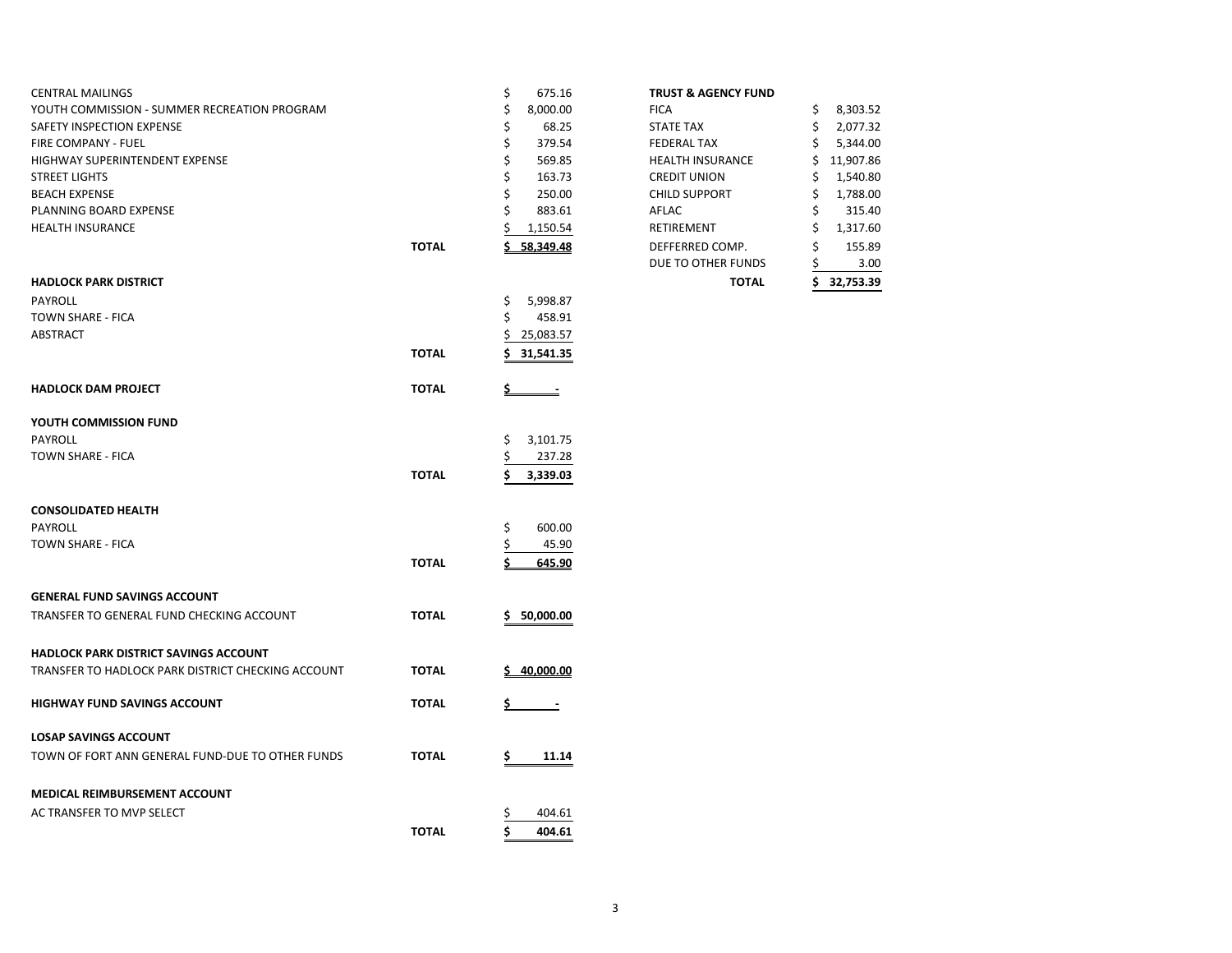| | | |
|---|---|---|
| CENTRAL MAILINGS | | $ 675.16 |
| YOUTH COMMISSION - SUMMER RECREATION PROGRAM | | $ 8,000.00 |
| SAFETY INSPECTION EXPENSE | | $ 68.25 |
| FIRE COMPANY - FUEL | | $ 379.54 |
| HIGHWAY SUPERINTENDENT EXPENSE | | $ 569.85 |
| STREET LIGHTS | | $ 163.73 |
| BEACH EXPENSE | | $ 250.00 |
| PLANNING BOARD EXPENSE | | $ 883.61 |
| HEALTH INSURANCE | | $ 1,150.54 |
| | **TOTAL** | **$ 58,349.48** |

**HADLOCK PARK DISTRICT**

| | | |
|---|---|---|
| PAYROLL | | $ 5,998.87 |
| TOWN SHARE - FICA | | $ 458.91 |
| ABSTRACT | | $ 25,083.57 |
| | **TOTAL** | **$ 31,541.35** |

| | | |
|---|---|---|
| **HADLOCK DAM PROJECT** | **TOTAL** | **$ -** |

**YOUTH COMMISSION FUND**

| | | |
|---|---|---|
| PAYROLL | | $ 3,101.75 |
| TOWN SHARE - FICA | | $ 237.28 |
| | **TOTAL** | **$ 3,339.03** |

**CONSOLIDATED HEALTH**

| | | |
|---|---|---|
| PAYROLL | | $ 600.00 |
| TOWN SHARE - FICA | | $ 45.90 |
| | **TOTAL** | **$ 645.90** |

**GENERAL FUND SAVINGS ACCOUNT**

| | | |
|---|---|---|
| TRANSFER TO GENERAL FUND CHECKING ACCOUNT | **TOTAL** | **$ 50,000.00** |

**HADLOCK PARK DISTRICT SAVINGS ACCOUNT**

| | | |
|---|---|---|
| TRANSFER TO HADLOCK PARK DISTRICT CHECKING ACCOUNT | **TOTAL** | **$ 40,000.00** |

| | | |
|---|---|---|
| **HIGHWAY FUND SAVINGS ACCOUNT** | **TOTAL** | **$ -** |

**LOSAP SAVINGS ACCOUNT**

| | | |
|---|---|---|
| TOWN OF FORT ANN GENERAL FUND-DUE TO OTHER FUNDS | **TOTAL** | **$ 11.14** |

**MEDICAL REIMBURSEMENT ACCOUNT**

| | | |
|---|---|---|
| AC TRANSFER TO MVP SELECT | | $ 404.61 |
| | **TOTAL** | **$ 404.61** |

**TRUST & AGENCY FUND**

| | |
|---|---|
| FICA | $ 8,303.52 |
| STATE TAX | $ 2,077.32 |
| FEDERAL TAX | $ 5,344.00 |
| HEALTH INSURANCE | $ 11,907.86 |
| CREDIT UNION | $ 1,540.80 |
| CHILD SUPPORT | $ 1,788.00 |
| AFLAC | $ 315.40 |
| RETIREMENT | $ 1,317.60 |
| DEFFERRED COMP. | $ 155.89 |
| DUE TO OTHER FUNDS | $ 3.00 |
| **TOTAL** | **$ 32,753.39** |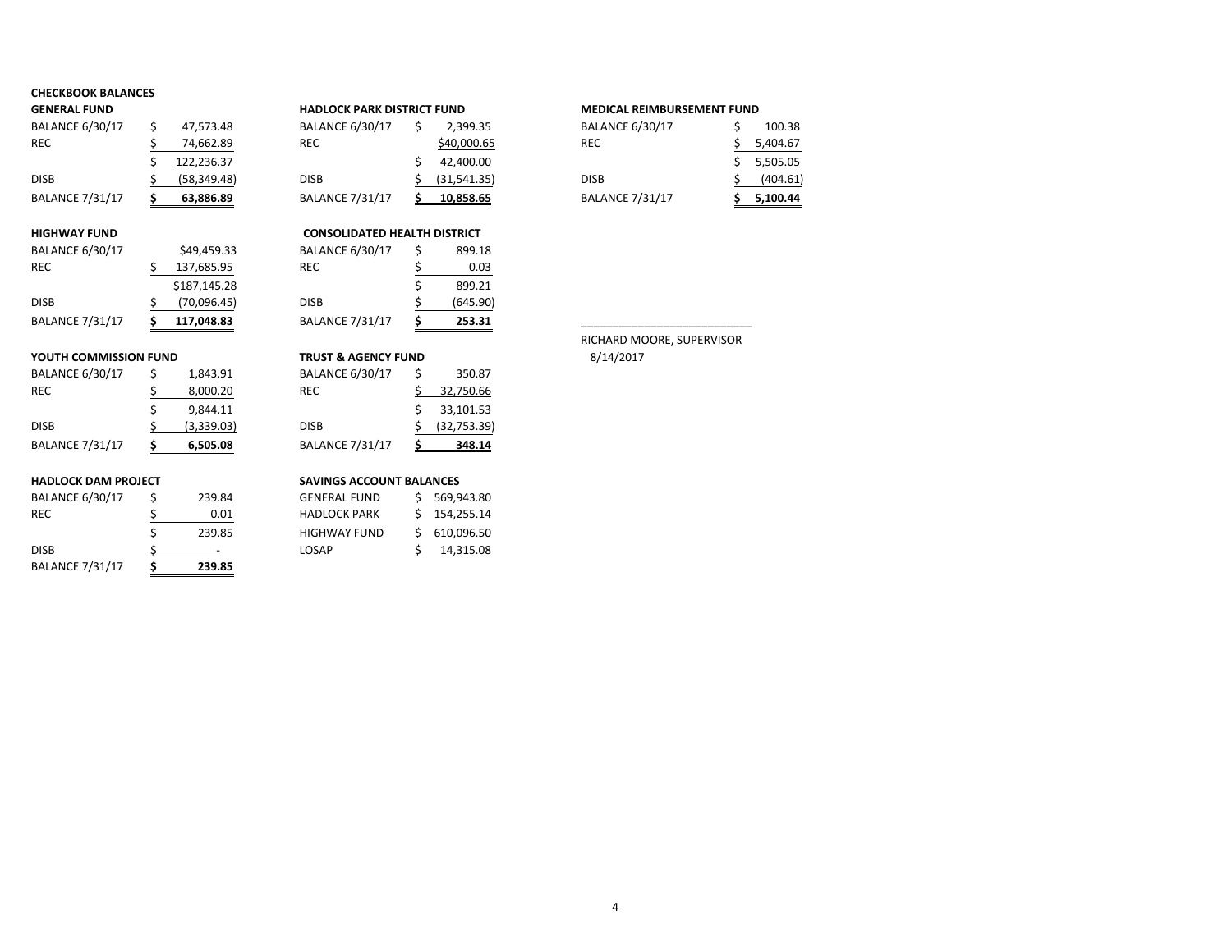## CHECKBOOK BALANCES

### GENERAL FUND

| | |
|---|---|
| BALANCE 6/30/17 | $ 47,573.48 |
| REC | $ 74,662.89 |
| | $ 122,236.37 |
| DISB | $ (58,349.48) |
| BALANCE 7/31/17 | **$ 63,886.89** |

### HADLOCK PARK DISTRICT FUND

| | |
|---|---|
| BALANCE 6/30/17 | $ 2,399.35 |
| REC | $40,000.65 |
| | $ 42,400.00 |
| DISB | $ (31,541.35) |
| BALANCE 7/31/17 | **$ 10,858.65** |

### MEDICAL REIMBURSEMENT FUND

| | |
|---|---|
| BALANCE 6/30/17 | $ 100.38 |
| REC | $ 5,404.67 |
| | $ 5,505.05 |
| DISB | $ (404.61) |
| BALANCE 7/31/17 | **$ 5,100.44** |

### HIGHWAY FUND

| | |
|---|---|
| BALANCE 6/30/17 | $49,459.33 |
| REC | $ 137,685.95 |
| | $187,145.28 |
| DISB | $ (70,096.45) |
| BALANCE 7/31/17 | **$ 117,048.83** |

### CONSOLIDATED HEALTH DISTRICT

| | |
|---|---|
| BALANCE 6/30/17 | $ 899.18 |
| REC | $ 0.03 |
| | $ 899.21 |
| DISB | $ (645.90) |
| BALANCE 7/31/17 | **$ 253.31** |

___________________________

RICHARD MOORE, SUPERVISOR

8/14/2017

### YOUTH COMMISSION FUND

| | |
|---|---|
| BALANCE 6/30/17 | $ 1,843.91 |
| REC | $ 8,000.20 |
| | $ 9,844.11 |
| DISB | $ (3,339.03) |
| BALANCE 7/31/17 | **$ 6,505.08** |

### TRUST & AGENCY FUND

| | |
|---|---|
| BALANCE 6/30/17 | $ 350.87 |
| REC | $ 32,750.66 |
| | $ 33,101.53 |
| DISB | $ (32,753.39) |
| BALANCE 7/31/17 | **$ 348.14** |

### HADLOCK DAM PROJECT

| | |
|---|---|
| BALANCE 6/30/17 | $ 239.84 |
| REC | $ 0.01 |
| | $ 239.85 |
| DISB | $ - |
| BALANCE 7/31/17 | **$ 239.85** |

### SAVINGS ACCOUNT BALANCES

| | |
|---|---|
| GENERAL FUND | $ 569,943.80 |
| HADLOCK PARK | $ 154,255.14 |
| HIGHWAY FUND | $ 610,096.50 |
| LOSAP | $ 14,315.08 |